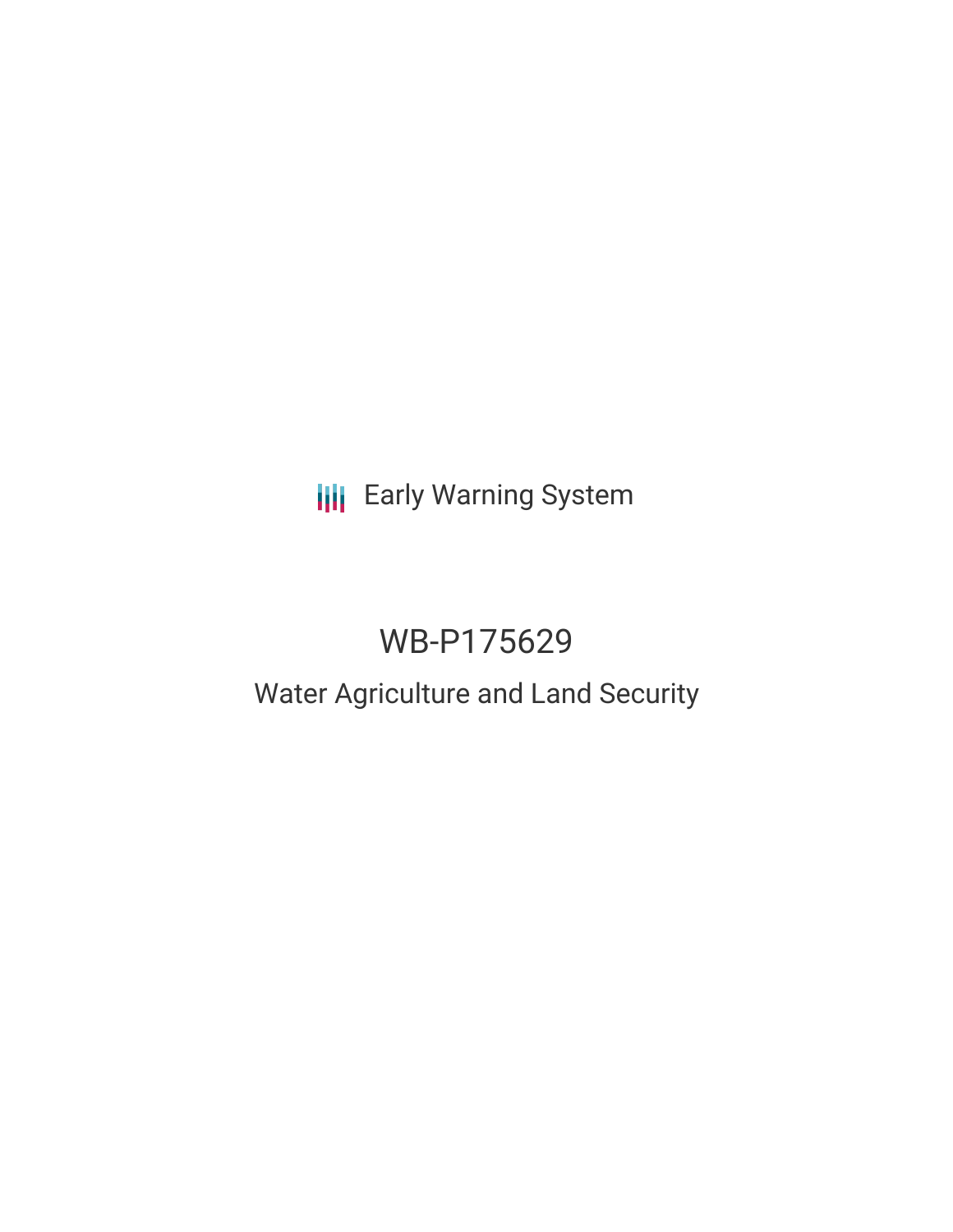Early Warning System

# WB-P175629

## Water Agriculture and Land Security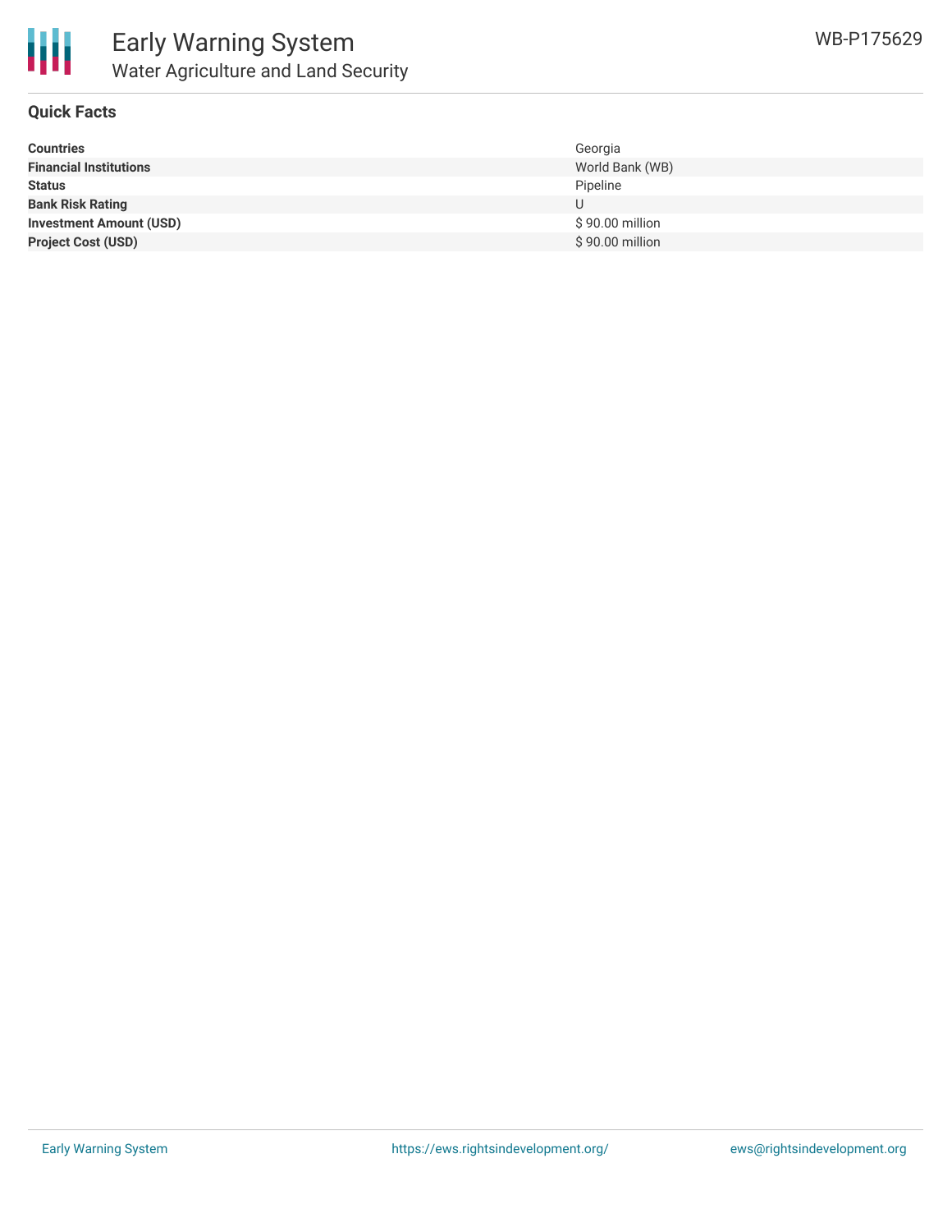# Early Warning System

## Water Agriculture and Land Security

WB-P175629

### Quick Facts

| | |
|---|---|
| **Countries** | Georgia |
| **Financial Institutions** | World Bank (WB) |
| **Status** | Pipeline |
| **Bank Risk Rating** | U |
| **Investment Amount (USD)** | $ 90.00 million |
| **Project Cost (USD)** | $ 90.00 million |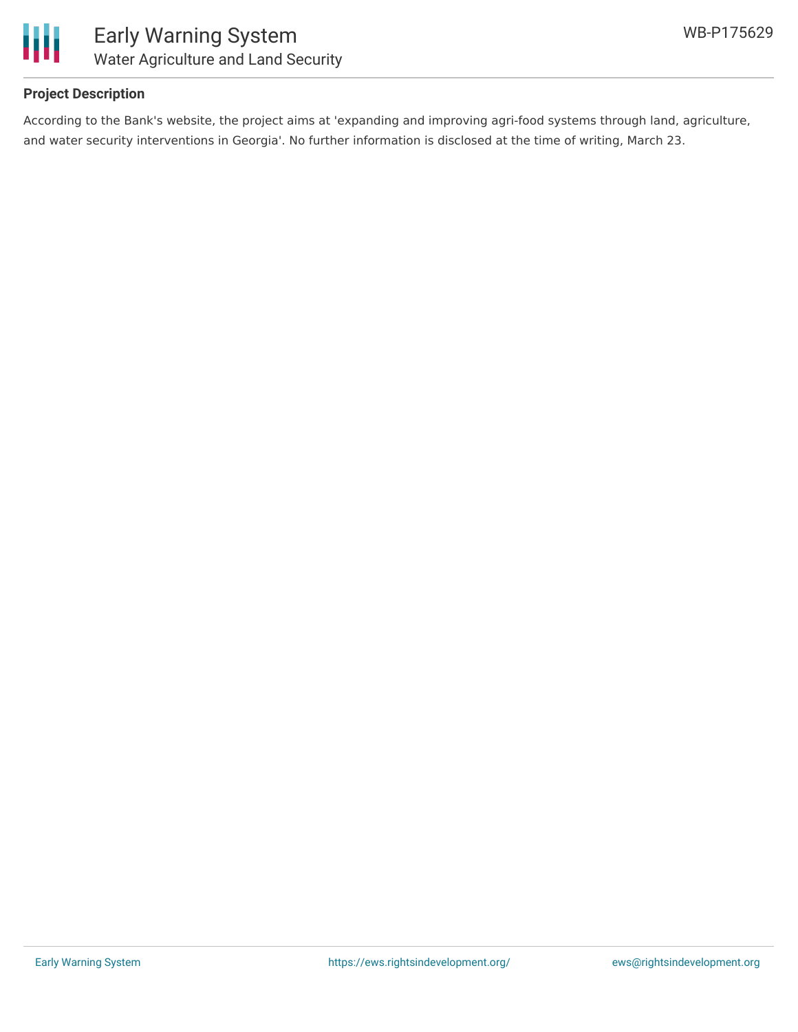**Project Description**

According to the Bank's website, the project aims at 'expanding and improving agri-food systems through land, agriculture, and water security interventions in Georgia'. No further information is disclosed at the time of writing, March 23.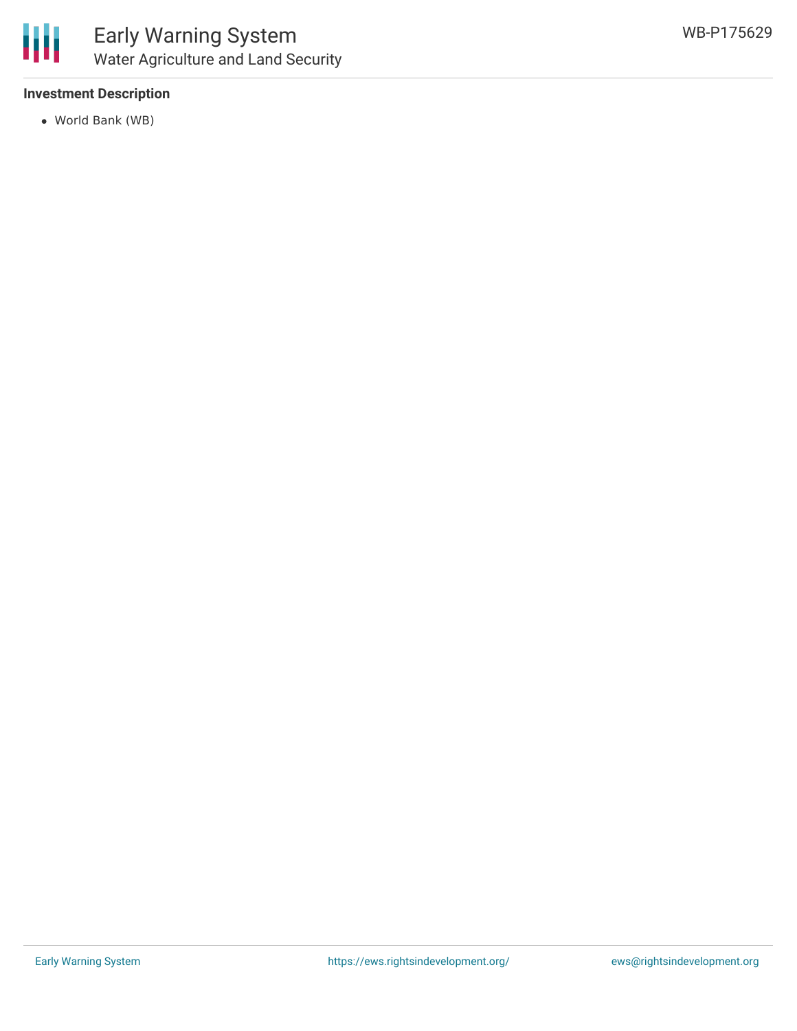**Investment Description**

- World Bank (WB)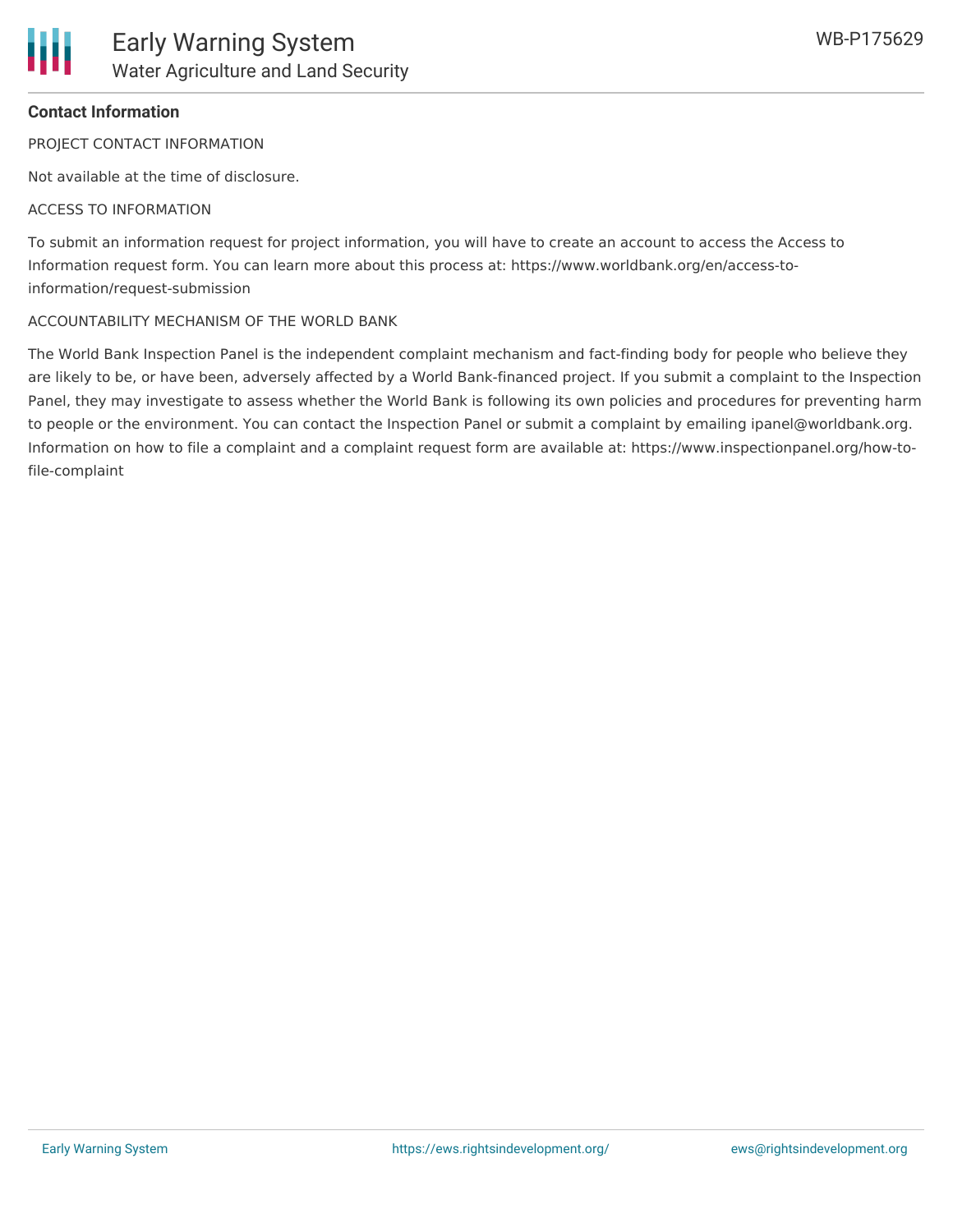## Contact Information

PROJECT CONTACT INFORMATION

Not available at the time of disclosure.

ACCESS TO INFORMATION

To submit an information request for project information, you will have to create an account to access the Access to Information request form. You can learn more about this process at: https://www.worldbank.org/en/access-to-information/request-submission

ACCOUNTABILITY MECHANISM OF THE WORLD BANK

The World Bank Inspection Panel is the independent complaint mechanism and fact-finding body for people who believe they are likely to be, or have been, adversely affected by a World Bank-financed project. If you submit a complaint to the Inspection Panel, they may investigate to assess whether the World Bank is following its own policies and procedures for preventing harm to people or the environment. You can contact the Inspection Panel or submit a complaint by emailing ipanel@worldbank.org. Information on how to file a complaint and a complaint request form are available at: https://www.inspectionpanel.org/how-to-file-complaint